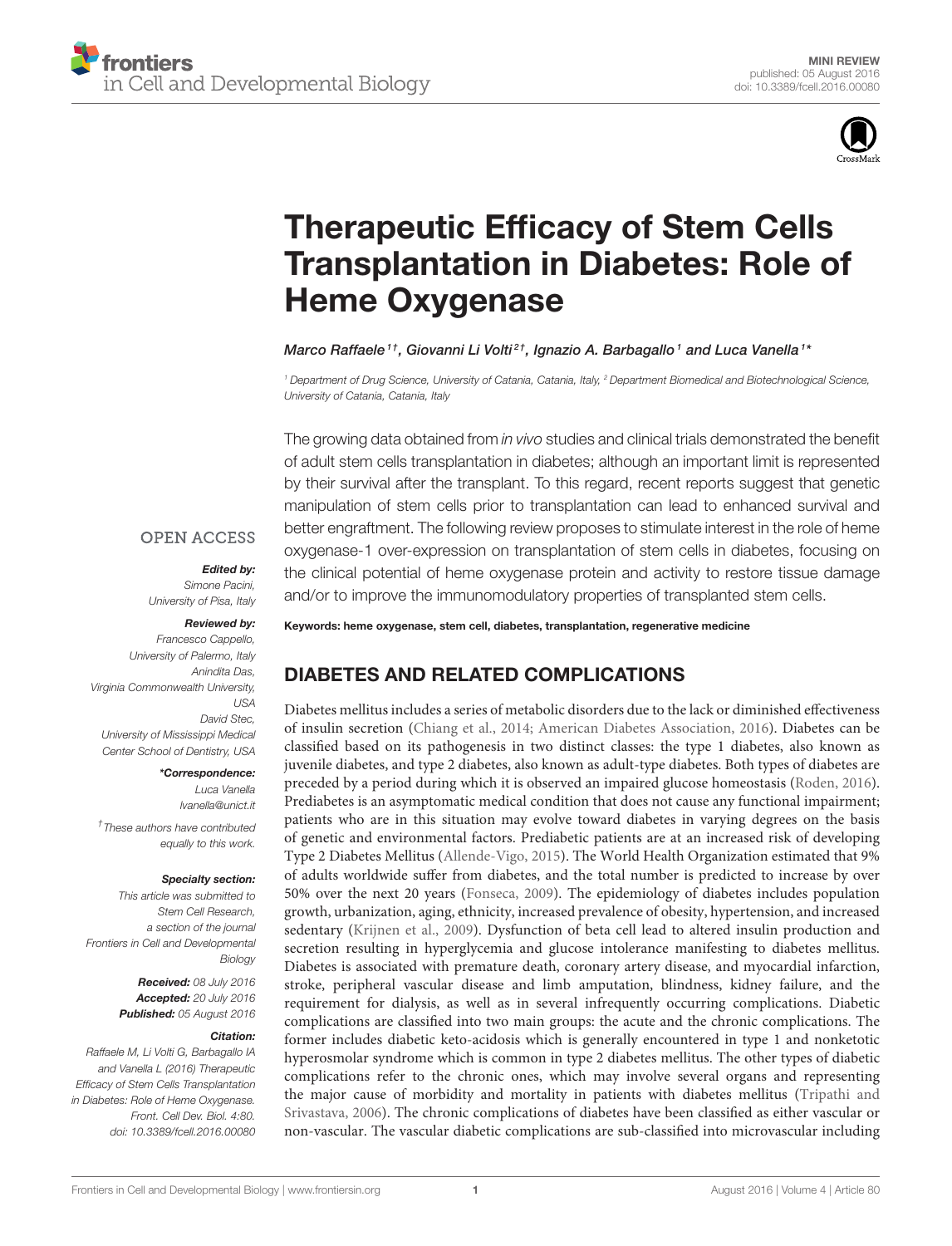MINI REVIEW
published: 05 August 2016
doi: 10.3389/fcell.2016.00080

# Therapeutic Efficacy of Stem Cells Transplantation in Diabetes: Role of Heme Oxygenase

*Marco Raffaele[1†], Giovanni Li Volti[2†], Ignazio A. Barbagallo[1] and Luca Vanella[1*]*

[1] Department of Drug Science, University of Catania, Catania, Italy, [2] Department Biomedical and Biotechnological Science, University of Catania, Catania, Italy

The growing data obtained from *in vivo* studies and clinical trials demonstrated the benefit of adult stem cells transplantation in diabetes; although an important limit is represented by their survival after the transplant. To this regard, recent reports suggest that genetic manipulation of stem cells prior to transplantation can lead to enhanced survival and better engraftment. The following review proposes to stimulate interest in the role of heme oxygenase-1 over-expression on transplantation of stem cells in diabetes, focusing on the clinical potential of heme oxygenase protein and activity to restore tissue damage and/or to improve the immunomodulatory properties of transplanted stem cells.

**Keywords: heme oxygenase, stem cell, diabetes, transplantation, regenerative medicine**

OPEN ACCESS

***Edited by:***
*Simone Pacini, University of Pisa, Italy*

***Reviewed by:***
*Francesco Cappello, University of Palermo, Italy*
*Anindita Das, Virginia Commonwealth University, USA*
*David Stec, University of Mississippi Medical Center School of Dentistry, USA*

***\*Correspondence:***
*Luca Vanella*
*lvanella@unict.it*

*† These authors have contributed equally to this work.*

***Specialty section:***
*This article was submitted to Stem Cell Research, a section of the journal Frontiers in Cell and Developmental Biology*

***Received:*** *08 July 2016*
***Accepted:*** *20 July 2016*
***Published:*** *05 August 2016*

***Citation:***
*Raffaele M, Li Volti G, Barbagallo IA and Vanella L (2016) Therapeutic Efficacy of Stem Cells Transplantation in Diabetes: Role of Heme Oxygenase. Front. Cell Dev. Biol. 4:80. doi: 10.3389/fcell.2016.00080*

## DIABETES AND RELATED COMPLICATIONS

Diabetes mellitus includes a series of metabolic disorders due to the lack or diminished effectiveness of insulin secretion (Chiang et al., 2014; American Diabetes Association, 2016). Diabetes can be classified based on its pathogenesis in two distinct classes: the type 1 diabetes, also known as juvenile diabetes, and type 2 diabetes, also known as adult-type diabetes. Both types of diabetes are preceded by a period during which it is observed an impaired glucose homeostasis (Roden, 2016). Prediabetes is an asymptomatic medical condition that does not cause any functional impairment; patients who are in this situation may evolve toward diabetes in varying degrees on the basis of genetic and environmental factors. Prediabetic patients are at an increased risk of developing Type 2 Diabetes Mellitus (Allende-Vigo, 2015). The World Health Organization estimated that 9% of adults worldwide suffer from diabetes, and the total number is predicted to increase by over 50% over the next 20 years (Fonseca, 2009). The epidemiology of diabetes includes population growth, urbanization, aging, ethnicity, increased prevalence of obesity, hypertension, and increased sedentary (Krijnen et al., 2009). Dysfunction of beta cell lead to altered insulin production and secretion resulting in hyperglycemia and glucose intolerance manifesting to diabetes mellitus. Diabetes is associated with premature death, coronary artery disease, and myocardial infarction, stroke, peripheral vascular disease and limb amputation, blindness, kidney failure, and the requirement for dialysis, as well as in several infrequently occurring complications. Diabetic complications are classified into two main groups: the acute and the chronic complications. The former includes diabetic keto-acidosis which is generally encountered in type 1 and nonketotic hyperosmolar syndrome which is common in type 2 diabetes mellitus. The other types of diabetic complications refer to the chronic ones, which may involve several organs and representing the major cause of morbidity and mortality in patients with diabetes mellitus (Tripathi and Srivastava, 2006). The chronic complications of diabetes have been classified as either vascular or non-vascular. The vascular diabetic complications are sub-classified into microvascular including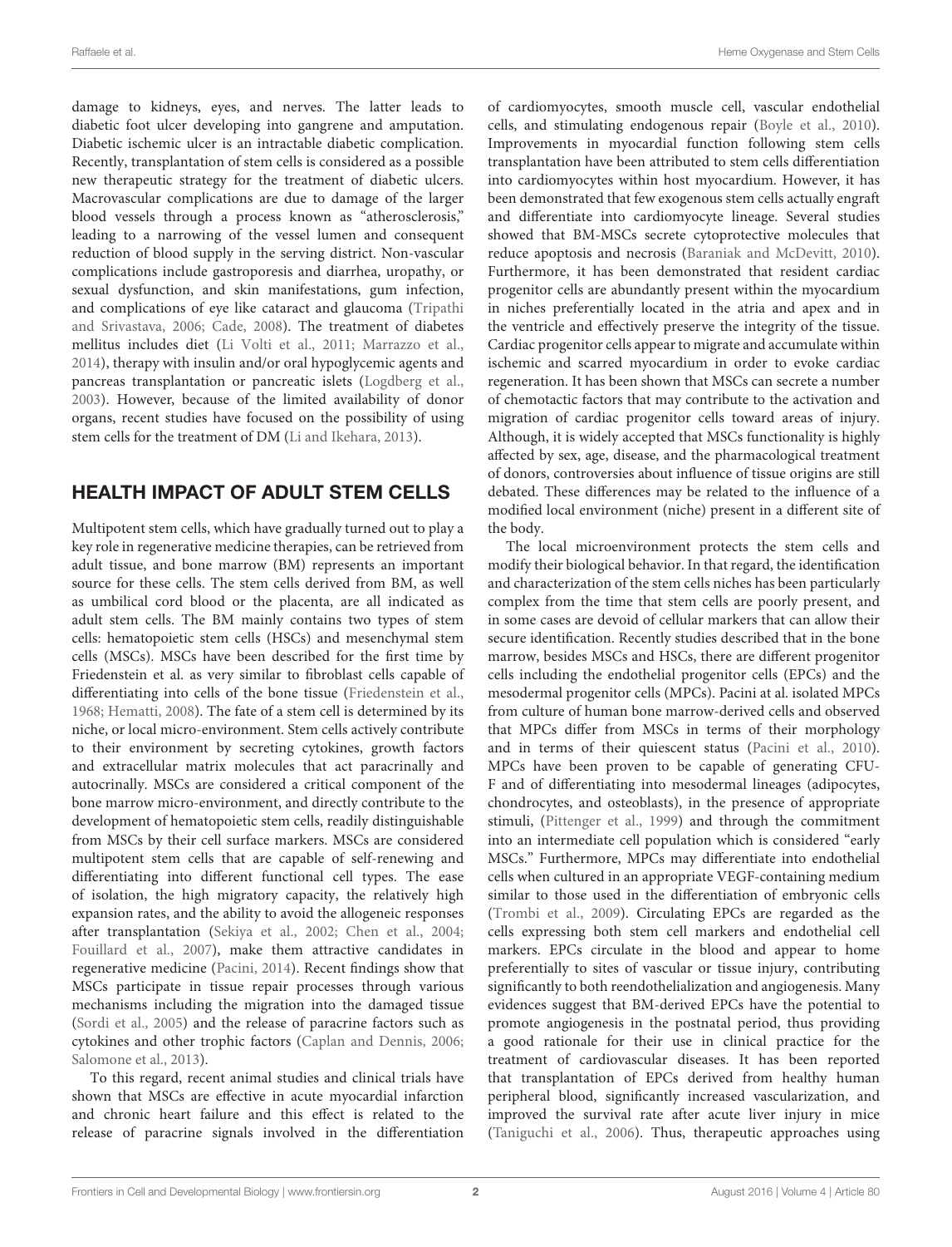damage to kidneys, eyes, and nerves. The latter leads to diabetic foot ulcer developing into gangrene and amputation. Diabetic ischemic ulcer is an intractable diabetic complication. Recently, transplantation of stem cells is considered as a possible new therapeutic strategy for the treatment of diabetic ulcers. Macrovascular complications are due to damage of the larger blood vessels through a process known as "atherosclerosis," leading to a narrowing of the vessel lumen and consequent reduction of blood supply in the serving district. Non-vascular complications include gastroporesis and diarrhea, uropathy, or sexual dysfunction, and skin manifestations, gum infection, and complications of eye like cataract and glaucoma (Tripathi and Srivastava, 2006; Cade, 2008). The treatment of diabetes mellitus includes diet (Li Volti et al., 2011; Marrazzo et al., 2014), therapy with insulin and/or oral hypoglycemic agents and pancreas transplantation or pancreatic islets (Logdberg et al., 2003). However, because of the limited availability of donor organs, recent studies have focused on the possibility of using stem cells for the treatment of DM (Li and Ikehara, 2013).

## HEALTH IMPACT OF ADULT STEM CELLS

Multipotent stem cells, which have gradually turned out to play a key role in regenerative medicine therapies, can be retrieved from adult tissue, and bone marrow (BM) represents an important source for these cells. The stem cells derived from BM, as well as umbilical cord blood or the placenta, are all indicated as adult stem cells. The BM mainly contains two types of stem cells: hematopoietic stem cells (HSCs) and mesenchymal stem cells (MSCs). MSCs have been described for the first time by Friedenstein et al. as very similar to fibroblast cells capable of differentiating into cells of the bone tissue (Friedenstein et al., 1968; Hematti, 2008). The fate of a stem cell is determined by its niche, or local micro-environment. Stem cells actively contribute to their environment by secreting cytokines, growth factors and extracellular matrix molecules that act paracrinally and autocrinally. MSCs are considered a critical component of the bone marrow micro-environment, and directly contribute to the development of hematopoietic stem cells, readily distinguishable from MSCs by their cell surface markers. MSCs are considered multipotent stem cells that are capable of self-renewing and differentiating into different functional cell types. The ease of isolation, the high migratory capacity, the relatively high expansion rates, and the ability to avoid the allogeneic responses after transplantation (Sekiya et al., 2002; Chen et al., 2004; Fouillard et al., 2007), make them attractive candidates in regenerative medicine (Pacini, 2014). Recent findings show that MSCs participate in tissue repair processes through various mechanisms including the migration into the damaged tissue (Sordi et al., 2005) and the release of paracrine factors such as cytokines and other trophic factors (Caplan and Dennis, 2006; Salomone et al., 2013).

To this regard, recent animal studies and clinical trials have shown that MSCs are effective in acute myocardial infarction and chronic heart failure and this effect is related to the release of paracrine signals involved in the differentiation of cardiomyocytes, smooth muscle cell, vascular endothelial cells, and stimulating endogenous repair (Boyle et al., 2010). Improvements in myocardial function following stem cells transplantation have been attributed to stem cells differentiation into cardiomyocytes within host myocardium. However, it has been demonstrated that few exogenous stem cells actually engraft and differentiate into cardiomyocyte lineage. Several studies showed that BM-MSCs secrete cytoprotective molecules that reduce apoptosis and necrosis (Baraniak and McDevitt, 2010). Furthermore, it has been demonstrated that resident cardiac progenitor cells are abundantly present within the myocardium in niches preferentially located in the atria and apex and in the ventricle and effectively preserve the integrity of the tissue. Cardiac progenitor cells appear to migrate and accumulate within ischemic and scarred myocardium in order to evoke cardiac regeneration. It has been shown that MSCs can secrete a number of chemotactic factors that may contribute to the activation and migration of cardiac progenitor cells toward areas of injury. Although, it is widely accepted that MSCs functionality is highly affected by sex, age, disease, and the pharmacological treatment of donors, controversies about influence of tissue origins are still debated. These differences may be related to the influence of a modified local environment (niche) present in a different site of the body.

The local microenvironment protects the stem cells and modify their biological behavior. In that regard, the identification and characterization of the stem cells niches has been particularly complex from the time that stem cells are poorly present, and in some cases are devoid of cellular markers that can allow their secure identification. Recently studies described that in the bone marrow, besides MSCs and HSCs, there are different progenitor cells including the endothelial progenitor cells (EPCs) and the mesodermal progenitor cells (MPCs). Pacini at al. isolated MPCs from culture of human bone marrow-derived cells and observed that MPCs differ from MSCs in terms of their morphology and in terms of their quiescent status (Pacini et al., 2010). MPCs have been proven to be capable of generating CFU-F and of differentiating into mesodermal lineages (adipocytes, chondrocytes, and osteoblasts), in the presence of appropriate stimuli, (Pittenger et al., 1999) and through the commitment into an intermediate cell population which is considered "early MSCs." Furthermore, MPCs may differentiate into endothelial cells when cultured in an appropriate VEGF-containing medium similar to those used in the differentiation of embryonic cells (Trombi et al., 2009). Circulating EPCs are regarded as the cells expressing both stem cell markers and endothelial cell markers. EPCs circulate in the blood and appear to home preferentially to sites of vascular or tissue injury, contributing significantly to both reendothelialization and angiogenesis. Many evidences suggest that BM-derived EPCs have the potential to promote angiogenesis in the postnatal period, thus providing a good rationale for their use in clinical practice for the treatment of cardiovascular diseases. It has been reported that transplantation of EPCs derived from healthy human peripheral blood, significantly increased vascularization, and improved the survival rate after acute liver injury in mice (Taniguchi et al., 2006). Thus, therapeutic approaches using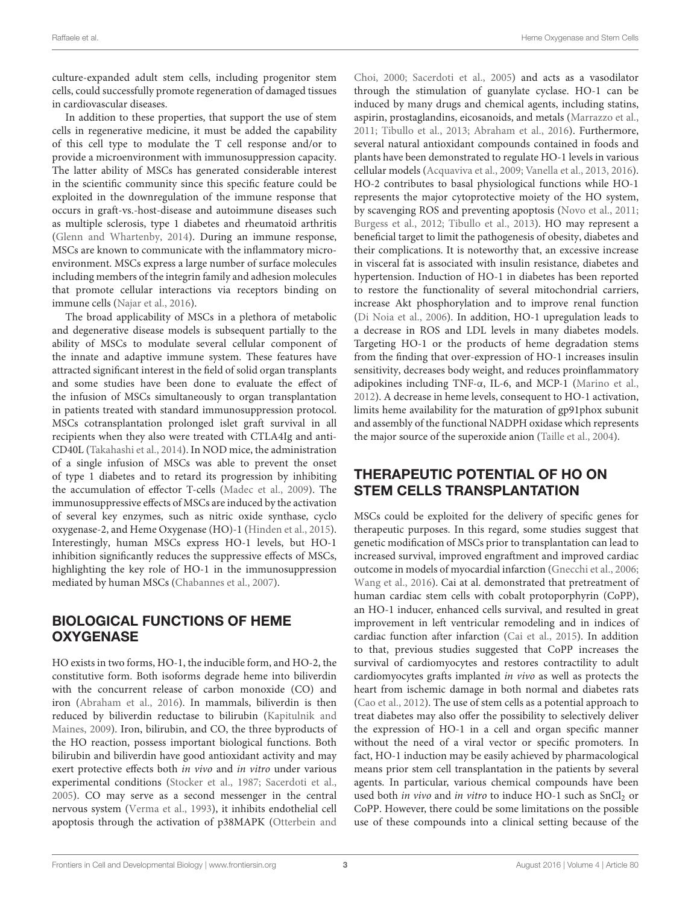culture-expanded adult stem cells, including progenitor stem cells, could successfully promote regeneration of damaged tissues in cardiovascular diseases.

In addition to these properties, that support the use of stem cells in regenerative medicine, it must be added the capability of this cell type to modulate the T cell response and/or to provide a microenvironment with immunosuppression capacity. The latter ability of MSCs has generated considerable interest in the scientific community since this specific feature could be exploited in the downregulation of the immune response that occurs in graft-vs.-host-disease and autoimmune diseases such as multiple sclerosis, type 1 diabetes and rheumatoid arthritis (Glenn and Whartenby, 2014). During an immune response, MSCs are known to communicate with the inflammatory micro-environment. MSCs express a large number of surface molecules including members of the integrin family and adhesion molecules that promote cellular interactions via receptors binding on immune cells (Najar et al., 2016).

The broad applicability of MSCs in a plethora of metabolic and degenerative disease models is subsequent partially to the ability of MSCs to modulate several cellular component of the innate and adaptive immune system. These features have attracted significant interest in the field of solid organ transplants and some studies have been done to evaluate the effect of the infusion of MSCs simultaneously to organ transplantation in patients treated with standard immunosuppression protocol. MSCs cotransplantation prolonged islet graft survival in all recipients when they also were treated with CTLA4Ig and anti-CD40L (Takahashi et al., 2014). In NOD mice, the administration of a single infusion of MSCs was able to prevent the onset of type 1 diabetes and to retard its progression by inhibiting the accumulation of effector T-cells (Madec et al., 2009). The immunosuppressive effects of MSCs are induced by the activation of several key enzymes, such as nitric oxide synthase, cyclo oxygenase-2, and Heme Oxygenase (HO)-1 (Hinden et al., 2015). Interestingly, human MSCs express HO-1 levels, but HO-1 inhibition significantly reduces the suppressive effects of MSCs, highlighting the key role of HO-1 in the immunosuppression mediated by human MSCs (Chabannes et al., 2007).

## BIOLOGICAL FUNCTIONS OF HEME OXYGENASE

HO exists in two forms, HO-1, the inducible form, and HO-2, the constitutive form. Both isoforms degrade heme into biliverdin with the concurrent release of carbon monoxide (CO) and iron (Abraham et al., 2016). In mammals, biliverdin is then reduced by biliverdin reductase to bilirubin (Kapitulnik and Maines, 2009). Iron, bilirubin, and CO, the three byproducts of the HO reaction, possess important biological functions. Both bilirubin and biliverdin have good antioxidant activity and may exert protective effects both *in vivo* and *in vitro* under various experimental conditions (Stocker et al., 1987; Sacerdoti et al., 2005). CO may serve as a second messenger in the central nervous system (Verma et al., 1993), it inhibits endothelial cell apoptosis through the activation of p38MAPK (Otterbein and Choi, 2000; Sacerdoti et al., 2005) and acts as a vasodilator through the stimulation of guanylate cyclase. HO-1 can be induced by many drugs and chemical agents, including statins, aspirin, prostaglandins, eicosanoids, and metals (Marrazzo et al., 2011; Tibullo et al., 2013; Abraham et al., 2016). Furthermore, several natural antioxidant compounds contained in foods and plants have been demonstrated to regulate HO-1 levels in various cellular models (Acquaviva et al., 2009; Vanella et al., 2013, 2016). HO-2 contributes to basal physiological functions while HO-1 represents the major cytoprotective moiety of the HO system, by scavenging ROS and preventing apoptosis (Novo et al., 2011; Burgess et al., 2012; Tibullo et al., 2013). HO may represent a beneficial target to limit the pathogenesis of obesity, diabetes and their complications. It is noteworthy that, an excessive increase in visceral fat is associated with insulin resistance, diabetes and hypertension. Induction of HO-1 in diabetes has been reported to restore the functionality of several mitochondrial carriers, increase Akt phosphorylation and to improve renal function (Di Noia et al., 2006). In addition, HO-1 upregulation leads to a decrease in ROS and LDL levels in many diabetes models. Targeting HO-1 or the products of heme degradation stems from the finding that over-expression of HO-1 increases insulin sensitivity, decreases body weight, and reduces proinflammatory adipokines including TNF-α, IL-6, and MCP-1 (Marino et al., 2012). A decrease in heme levels, consequent to HO-1 activation, limits heme availability for the maturation of gp91phox subunit and assembly of the functional NADPH oxidase which represents the major source of the superoxide anion (Taille et al., 2004).

## THERAPEUTIC POTENTIAL OF HO ON STEM CELLS TRANSPLANTATION

MSCs could be exploited for the delivery of specific genes for therapeutic purposes. In this regard, some studies suggest that genetic modification of MSCs prior to transplantation can lead to increased survival, improved engraftment and improved cardiac outcome in models of myocardial infarction (Gnecchi et al., 2006; Wang et al., 2016). Cai et al. demonstrated that pretreatment of human cardiac stem cells with cobalt protoporphyrin (CoPP), an HO-1 inducer, enhanced cells survival, and resulted in great improvement in left ventricular remodeling and in indices of cardiac function after infarction (Cai et al., 2015). In addition to that, previous studies suggested that CoPP increases the survival of cardiomyocytes and restores contractility to adult cardiomyocytes grafts implanted *in vivo* as well as protects the heart from ischemic damage in both normal and diabetes rats (Cao et al., 2012). The use of stem cells as a potential approach to treat diabetes may also offer the possibility to selectively deliver the expression of HO-1 in a cell and organ specific manner without the need of a viral vector or specific promoters. In fact, HO-1 induction may be easily achieved by pharmacological means prior stem cell transplantation in the patients by several agents. In particular, various chemical compounds have been used both *in vivo* and *in vitro* to induce HO-1 such as $SnCl_2$ or CoPP. However, there could be some limitations on the possible use of these compounds into a clinical setting because of the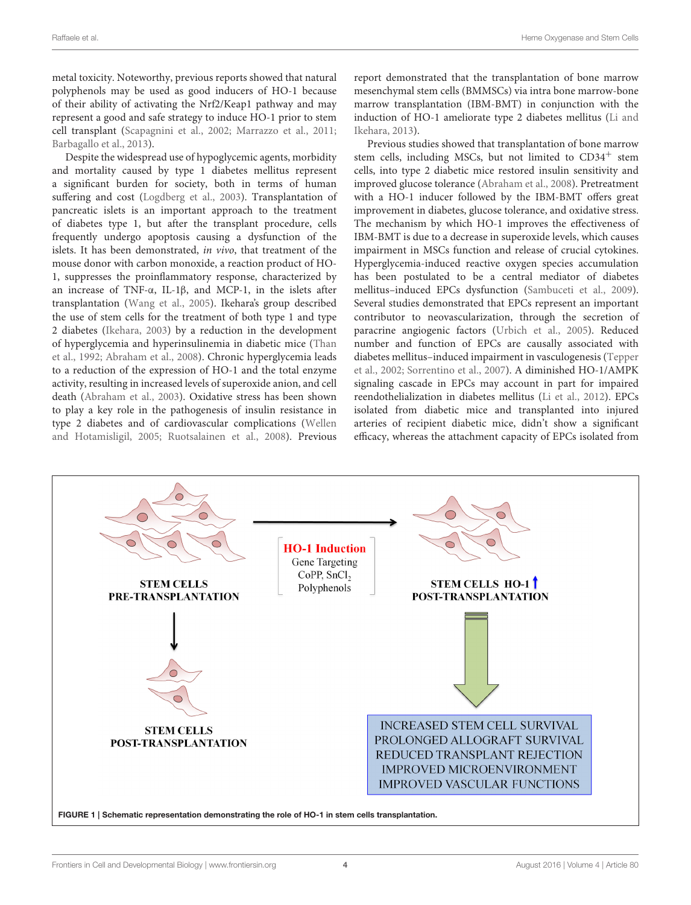metal toxicity. Noteworthy, previous reports showed that natural polyphenols may be used as good inducers of HO-1 because of their ability of activating the Nrf2/Keap1 pathway and may represent a good and safe strategy to induce HO-1 prior to stem cell transplant (Scapagnini et al., 2002; Marrazzo et al., 2011; Barbagallo et al., 2013).

Despite the widespread use of hypoglycemic agents, morbidity and mortality caused by type 1 diabetes mellitus represent a significant burden for society, both in terms of human suffering and cost (Logdberg et al., 2003). Transplantation of pancreatic islets is an important approach to the treatment of diabetes type 1, but after the transplant procedure, cells frequently undergo apoptosis causing a dysfunction of the islets. It has been demonstrated, *in vivo*, that treatment of the mouse donor with carbon monoxide, a reaction product of HO-1, suppresses the proinflammatory response, characterized by an increase of TNF-α, IL-1β, and MCP-1, in the islets after transplantation (Wang et al., 2005). Ikehara's group described the use of stem cells for the treatment of both type 1 and type 2 diabetes (Ikehara, 2003) by a reduction in the development of hyperglycemia and hyperinsulinemia in diabetic mice (Than et al., 1992; Abraham et al., 2008). Chronic hyperglycemia leads to a reduction of the expression of HO-1 and the total enzyme activity, resulting in increased levels of superoxide anion, and cell death (Abraham et al., 2003). Oxidative stress has been shown to play a key role in the pathogenesis of insulin resistance in type 2 diabetes and of cardiovascular complications (Wellen and Hotamisligil, 2005; Ruotsalainen et al., 2008). Previous report demonstrated that the transplantation of bone marrow mesenchymal stem cells (BMMSCs) via intra bone marrow-bone marrow transplantation (IBM-BMT) in conjunction with the induction of HO-1 ameliorate type 2 diabetes mellitus (Li and Ikehara, 2013).

Previous studies showed that transplantation of bone marrow stem cells, including MSCs, but not limited to $CD34^+$ stem cells, into type 2 diabetic mice restored insulin sensitivity and improved glucose tolerance (Abraham et al., 2008). Pretreatment with a HO-1 inducer followed by the IBM-BMT offers great improvement in diabetes, glucose tolerance, and oxidative stress. The mechanism by which HO-1 improves the effectiveness of IBM-BMT is due to a decrease in superoxide levels, which causes impairment in MSCs function and release of crucial cytokines. Hyperglycemia-induced reactive oxygen species accumulation has been postulated to be a central mediator of diabetes mellitus–induced EPCs dysfunction (Sambuceti et al., 2009). Several studies demonstrated that EPCs represent an important contributor to neovascularization, through the secretion of paracrine angiogenic factors (Urbich et al., 2005). Reduced number and function of EPCs are causally associated with diabetes mellitus–induced impairment in vasculogenesis (Tepper et al., 2002; Sorrentino et al., 2007). A diminished HO-1/AMPK signaling cascade in EPCs may account in part for impaired reendothelialization in diabetes mellitus (Li et al., 2012). EPCs isolated from diabetic mice and transplanted into injured arteries of recipient diabetic mice, didn't show a significant efficacy, whereas the attachment capacity of EPCs isolated from

**FIGURE 1 | Schematic representation demonstrating the role of HO-1 in stem cells transplantation.**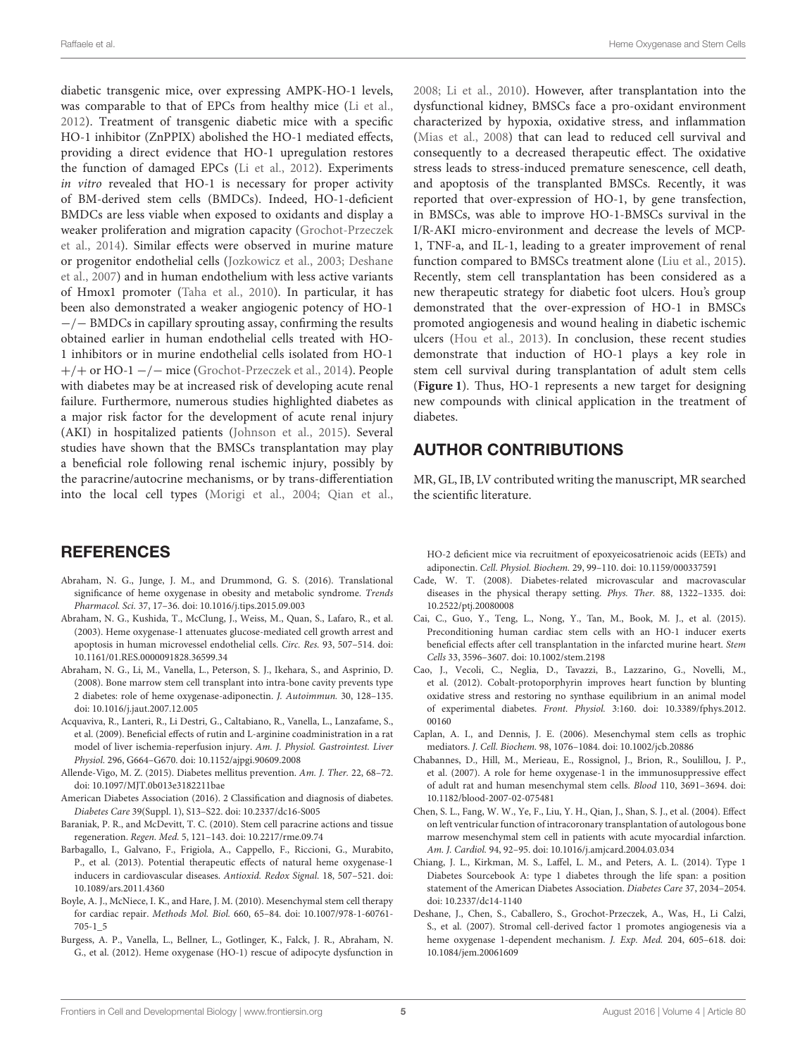diabetic transgenic mice, over expressing AMPK-HO-1 levels, was comparable to that of EPCs from healthy mice (Li et al., 2012). Treatment of transgenic diabetic mice with a specific HO-1 inhibitor (ZnPPIX) abolished the HO-1 mediated effects, providing a direct evidence that HO-1 upregulation restores the function of damaged EPCs (Li et al., 2012). Experiments *in vitro* revealed that HO-1 is necessary for proper activity of BM-derived stem cells (BMDCs). Indeed, HO-1-deficient BMDCs are less viable when exposed to oxidants and display a weaker proliferation and migration capacity (Grochot-Przeczek et al., 2014). Similar effects were observed in murine mature or progenitor endothelial cells (Jozkowicz et al., 2003; Deshane et al., 2007) and in human endothelium with less active variants of Hmox1 promoter (Taha et al., 2010). In particular, it has been also demonstrated a weaker angiogenic potency of HO-1 −/− BMDCs in capillary sprouting assay, confirming the results obtained earlier in human endothelial cells treated with HO-1 inhibitors or in murine endothelial cells isolated from HO-1 +/+ or HO-1 −/− mice (Grochot-Przeczek et al., 2014). People with diabetes may be at increased risk of developing acute renal failure. Furthermore, numerous studies highlighted diabetes as a major risk factor for the development of acute renal injury (AKI) in hospitalized patients (Johnson et al., 2015). Several studies have shown that the BMSCs transplantation may play a beneficial role following renal ischemic injury, possibly by the paracrine/autocrine mechanisms, or by trans-differentiation into the local cell types (Morigi et al., 2004; Qian et al., 2008; Li et al., 2010). However, after transplantation into the dysfunctional kidney, BMSCs face a pro-oxidant environment characterized by hypoxia, oxidative stress, and inflammation (Mias et al., 2008) that can lead to reduced cell survival and consequently to a decreased therapeutic effect. The oxidative stress leads to stress-induced premature senescence, cell death, and apoptosis of the transplanted BMSCs. Recently, it was reported that over-expression of HO-1, by gene transfection, in BMSCs, was able to improve HO-1-BMSCs survival in the I/R-AKI micro-environment and decrease the levels of MCP-1, TNF-a, and IL-1, leading to a greater improvement of renal function compared to BMSCs treatment alone (Liu et al., 2015). Recently, stem cell transplantation has been considered as a new therapeutic strategy for diabetic foot ulcers. Hou's group demonstrated that the over-expression of HO-1 in BMSCs promoted angiogenesis and wound healing in diabetic ischemic ulcers (Hou et al., 2013). In conclusion, these recent studies demonstrate that induction of HO-1 plays a key role in stem cell survival during transplantation of adult stem cells (**Figure 1**). Thus, HO-1 represents a new target for designing new compounds with clinical application in the treatment of diabetes.

## AUTHOR CONTRIBUTIONS

MR, GL, IB, LV contributed writing the manuscript, MR searched the scientific literature.

## REFERENCES

Abraham, N. G., Junge, J. M., and Drummond, G. S. (2016). Translational significance of heme oxygenase in obesity and metabolic syndrome. *Trends Pharmacol. Sci.* 37, 17–36. doi: 10.1016/j.tips.2015.09.003

Abraham, N. G., Kushida, T., McClung, J., Weiss, M., Quan, S., Lafaro, R., et al. (2003). Heme oxygenase-1 attenuates glucose-mediated cell growth arrest and apoptosis in human microvessel endothelial cells. *Circ. Res.* 93, 507–514. doi: 10.1161/01.RES.0000091828.36599.34

Abraham, N. G., Li, M., Vanella, L., Peterson, S. J., Ikehara, S., and Asprinio, D. (2008). Bone marrow stem cell transplant into intra-bone cavity prevents type 2 diabetes: role of heme oxygenase-adiponectin. *J. Autoimmun.* 30, 128–135. doi: 10.1016/j.jaut.2007.12.005

Acquaviva, R., Lanteri, R., Li Destri, G., Caltabiano, R., Vanella, L., Lanzafame, S., et al. (2009). Beneficial effects of rutin and L-arginine coadministration in a rat model of liver ischemia-reperfusion injury. *Am. J. Physiol. Gastrointest. Liver Physiol.* 296, G664–G670. doi: 10.1152/ajpgi.90609.2008

Allende-Vigo, M. Z. (2015). Diabetes mellitus prevention. *Am. J. Ther.* 22, 68–72. doi: 10.1097/MJT.0b013e3182211bae

American Diabetes Association (2016). 2 Classification and diagnosis of diabetes. *Diabetes Care* 39(Suppl. 1), S13–S22. doi: 10.2337/dc16-S005

Baraniak, P. R., and McDevitt, T. C. (2010). Stem cell paracrine actions and tissue regeneration. *Regen. Med.* 5, 121–143. doi: 10.2217/rme.09.74

Barbagallo, I., Galvano, F., Frigiola, A., Cappello, F., Riccioni, G., Murabito, P., et al. (2013). Potential therapeutic effects of natural heme oxygenase-1 inducers in cardiovascular diseases. *Antioxid. Redox Signal.* 18, 507–521. doi: 10.1089/ars.2011.4360

Boyle, A. J., McNiece, I. K., and Hare, J. M. (2010). Mesenchymal stem cell therapy for cardiac repair. *Methods Mol. Biol.* 660, 65–84. doi: 10.1007/978-1-60761-705-1_5

Burgess, A. P., Vanella, L., Bellner, L., Gotlinger, K., Falck, J. R., Abraham, N. G., et al. (2012). Heme oxygenase (HO-1) rescue of adipocyte dysfunction in HO-2 deficient mice via recruitment of epoxyeicosatrienoic acids (EETs) and adiponectin. *Cell. Physiol. Biochem.* 29, 99–110. doi: 10.1159/000337591

Cade, W. T. (2008). Diabetes-related microvascular and macrovascular diseases in the physical therapy setting. *Phys. Ther.* 88, 1322–1335. doi: 10.2522/ptj.20080008

Cai, C., Guo, Y., Teng, L., Nong, Y., Tan, M., Book, M. J., et al. (2015). Preconditioning human cardiac stem cells with an HO-1 inducer exerts beneficial effects after cell transplantation in the infarcted murine heart. *Stem Cells* 33, 3596–3607. doi: 10.1002/stem.2198

Cao, J., Vecoli, C., Neglia, D., Tavazzi, B., Lazzarino, G., Novelli, M., et al. (2012). Cobalt-protoporphyrin improves heart function by blunting oxidative stress and restoring no synthase equilibrium in an animal model of experimental diabetes. *Front. Physiol.* 3:160. doi: 10.3389/fphys.2012.00160

Caplan, A. I., and Dennis, J. E. (2006). Mesenchymal stem cells as trophic mediators. *J. Cell. Biochem.* 98, 1076–1084. doi: 10.1002/jcb.20886

Chabannes, D., Hill, M., Merieau, E., Rossignol, J., Brion, R., Soulillou, J. P., et al. (2007). A role for heme oxygenase-1 in the immunosuppressive effect of adult rat and human mesenchymal stem cells. *Blood* 110, 3691–3694. doi: 10.1182/blood-2007-02-075481

Chen, S. L., Fang, W. W., Ye, F., Liu, Y. H., Qian, J., Shan, S. J., et al. (2004). Effect on left ventricular function of intracoronary transplantation of autologous bone marrow mesenchymal stem cell in patients with acute myocardial infarction. *Am. J. Cardiol.* 94, 92–95. doi: 10.1016/j.amjcard.2004.03.034

Chiang, J. L., Kirkman, M. S., Laffel, L. M., and Peters, A. L. (2014). Type 1 Diabetes Sourcebook A: type 1 diabetes through the life span: a position statement of the American Diabetes Association. *Diabetes Care* 37, 2034–2054. doi: 10.2337/dc14-1140

Deshane, J., Chen, S., Caballero, S., Grochot-Przeczek, A., Was, H., Li Calzi, S., et al. (2007). Stromal cell-derived factor 1 promotes angiogenesis via a heme oxygenase 1-dependent mechanism. *J. Exp. Med.* 204, 605–618. doi: 10.1084/jem.20061609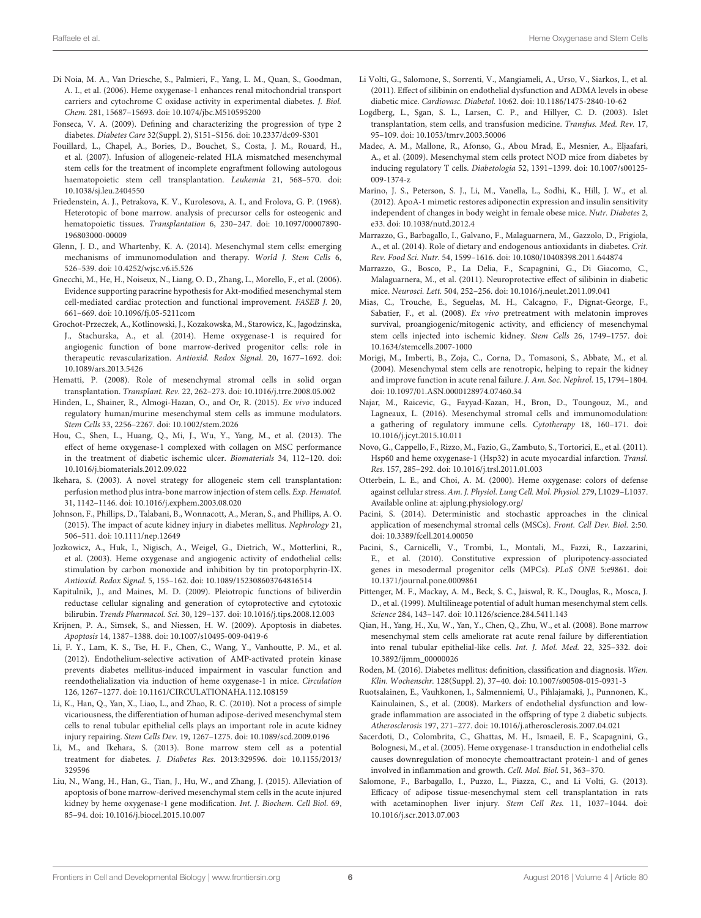Di Noia, M. A., Van Driesche, S., Palmieri, F., Yang, L. M., Quan, S., Goodman, A. I., et al. (2006). Heme oxygenase-1 enhances renal mitochondrial transport carriers and cytochrome C oxidase activity in experimental diabetes. *J. Biol. Chem.* 281, 15687–15693. doi: 10.1074/jbc.M510595200

Fonseca, V. A. (2009). Defining and characterizing the progression of type 2 diabetes. *Diabetes Care* 32(Suppl. 2), S151–S156. doi: 10.2337/dc09-S301

Fouillard, L., Chapel, A., Bories, D., Bouchet, S., Costa, J. M., Rouard, H., et al. (2007). Infusion of allogeneic-related HLA mismatched mesenchymal stem cells for the treatment of incomplete engraftment following autologous haematopoietic stem cell transplantation. *Leukemia* 21, 568–570. doi: 10.1038/sj.leu.2404550

Friedenstein, A. J., Petrakova, K. V., Kurolesova, A. I., and Frolova, G. P. (1968). Heterotopic of bone marrow. analysis of precursor cells for osteogenic and hematopoietic tissues. *Transplantation* 6, 230–247. doi: 10.1097/00007890-196803000-00009

Glenn, J. D., and Whartenby, K. A. (2014). Mesenchymal stem cells: emerging mechanisms of immunomodulation and therapy. *World J. Stem Cells* 6, 526–539. doi: 10.4252/wjsc.v6.i5.526

Gnecchi, M., He, H., Noiseux, N., Liang, O. D., Zhang, L., Morello, F., et al. (2006). Evidence supporting paracrine hypothesis for Akt-modified mesenchymal stem cell-mediated cardiac protection and functional improvement. *FASEB J.* 20, 661–669. doi: 10.1096/fj.05-5211com

Grochot-Przeczek, A., Kotlinowski, J., Kozakowska, M., Starowicz, K., Jagodzinska, J., Stachurska, A., et al. (2014). Heme oxygenase-1 is required for angiogenic function of bone marrow-derived progenitor cells: role in therapeutic revascularization. *Antioxid. Redox Signal.* 20, 1677–1692. doi: 10.1089/ars.2013.5426

Hematti, P. (2008). Role of mesenchymal stromal cells in solid organ transplantation. *Transplant. Rev.* 22, 262–273. doi: 10.1016/j.trre.2008.05.002

Hinden, L., Shainer, R., Almogi-Hazan, O., and Or, R. (2015). *Ex vivo* induced regulatory human/murine mesenchymal stem cells as immune modulators. *Stem Cells* 33, 2256–2267. doi: 10.1002/stem.2026

Hou, C., Shen, L., Huang, Q., Mi, J., Wu, Y., Yang, M., et al. (2013). The effect of heme oxygenase-1 complexed with collagen on MSC performance in the treatment of diabetic ischemic ulcer. *Biomaterials* 34, 112–120. doi: 10.1016/j.biomaterials.2012.09.022

Ikehara, S. (2003). A novel strategy for allogeneic stem cell transplantation: perfusion method plus intra-bone marrow injection of stem cells. *Exp. Hematol.* 31, 1142–1146. doi: 10.1016/j.exphem.2003.08.020

Johnson, F., Phillips, D., Talabani, B., Wonnacott, A., Meran, S., and Phillips, A. O. (2015). The impact of acute kidney injury in diabetes mellitus. *Nephrology* 21, 506–511. doi: 10.1111/nep.12649

Jozkowicz, A., Huk, I., Nigisch, A., Weigel, G., Dietrich, W., Motterlini, R., et al. (2003). Heme oxygenase and angiogenic activity of endothelial cells: stimulation by carbon monoxide and inhibition by tin protoporphyrin-IX. *Antioxid. Redox Signal.* 5, 155–162. doi: 10.1089/152308603764816514

Kapitulnik, J., and Maines, M. D. (2009). Pleiotropic functions of biliverdin reductase cellular signaling and generation of cytoprotective and cytotoxic bilirubin. *Trends Pharmacol. Sci.* 30, 129–137. doi: 10.1016/j.tips.2008.12.003

Krijnen, P. A., Simsek, S., and Niessen, H. W. (2009). Apoptosis in diabetes. *Apoptosis* 14, 1387–1388. doi: 10.1007/s10495-009-0419-6

Li, F. Y., Lam, K. S., Tse, H. F., Chen, C., Wang, Y., Vanhoutte, P. M., et al. (2012). Endothelium-selective activation of AMP-activated protein kinase prevents diabetes mellitus-induced impairment in vascular function and reendothelialization via induction of heme oxygenase-1 in mice. *Circulation* 126, 1267–1277. doi: 10.1161/CIRCULATIONAHA.112.108159

Li, K., Han, Q., Yan, X., Liao, L., and Zhao, R. C. (2010). Not a process of simple vicariousness, the differentiation of human adipose-derived mesenchymal stem cells to renal tubular epithelial cells plays an important role in acute kidney injury repairing. *Stem Cells Dev.* 19, 1267–1275. doi: 10.1089/scd.2009.0196

Li, M., and Ikehara, S. (2013). Bone marrow stem cell as a potential treatment for diabetes. *J. Diabetes Res.* 2013:329596. doi: 10.1155/2013/329596

Liu, N., Wang, H., Han, G., Tian, J., Hu, W., and Zhang, J. (2015). Alleviation of apoptosis of bone marrow-derived mesenchymal stem cells in the acute injured kidney by heme oxygenase-1 gene modification. *Int. J. Biochem. Cell Biol.* 69, 85–94. doi: 10.1016/j.biocel.2015.10.007

Li Volti, G., Salomone, S., Sorrenti, V., Mangiameli, A., Urso, V., Siarkos, I., et al. (2011). Effect of silibinin on endothelial dysfunction and ADMA levels in obese diabetic mice. *Cardiovasc. Diabetol.* 10:62. doi: 10.1186/1475-2840-10-62

Logdberg, L., Sgan, S. L., Larsen, C. P., and Hillyer, C. D. (2003). Islet transplantation, stem cells, and transfusion medicine. *Transfus. Med. Rev.* 17, 95–109. doi: 10.1053/tmrv.2003.50006

Madec, A. M., Mallone, R., Afonso, G., Abou Mrad, E., Mesnier, A., Eljaafari, A., et al. (2009). Mesenchymal stem cells protect NOD mice from diabetes by inducing regulatory T cells. *Diabetologia* 52, 1391–1399. doi: 10.1007/s00125-009-1374-z

Marino, J. S., Peterson, S. J., Li, M., Vanella, L., Sodhi, K., Hill, J. W., et al. (2012). ApoA-1 mimetic restores adiponectin expression and insulin sensitivity independent of changes in body weight in female obese mice. *Nutr. Diabetes* 2, e33. doi: 10.1038/nutd.2012.4

Marrazzo, G., Barbagallo, I., Galvano, F., Malaguarnera, M., Gazzolo, D., Frigiola, A., et al. (2014). Role of dietary and endogenous antioxidants in diabetes. *Crit. Rev. Food Sci. Nutr.* 54, 1599–1616. doi: 10.1080/10408398.2011.644874

Marrazzo, G., Bosco, P., La Delia, F., Scapagnini, G., Di Giacomo, C., Malaguarnera, M., et al. (2011). Neuroprotective effect of silibinin in diabetic mice. *Neurosci. Lett.* 504, 252–256. doi: 10.1016/j.neulet.2011.09.041

Mias, C., Trouche, E., Seguelas, M. H., Calcagno, F., Dignat-George, F., Sabatier, F., et al. (2008). *Ex vivo* pretreatment with melatonin improves survival, proangiogenic/mitogenic activity, and efficiency of mesenchymal stem cells injected into ischemic kidney. *Stem Cells* 26, 1749–1757. doi: 10.1634/stemcells.2007-1000

Morigi, M., Imberti, B., Zoja, C., Corna, D., Tomasoni, S., Abbate, M., et al. (2004). Mesenchymal stem cells are renotropic, helping to repair the kidney and improve function in acute renal failure. *J. Am. Soc. Nephrol.* 15, 1794–1804. doi: 10.1097/01.ASN.0000128974.07460.34

Najar, M., Raicevic, G., Fayyad-Kazan, H., Bron, D., Toungouz, M., and Lagneaux, L. (2016). Mesenchymal stromal cells and immunomodulation: a gathering of regulatory immune cells. *Cytotherapy* 18, 160–171. doi: 10.1016/j.jcyt.2015.10.011

Novo, G., Cappello, F., Rizzo, M., Fazio, G., Zambuto, S., Tortorici, E., et al. (2011). Hsp60 and heme oxygenase-1 (Hsp32) in acute myocardial infarction. *Transl. Res.* 157, 285–292. doi: 10.1016/j.trsl.2011.01.003

Otterbein, L. E., and Choi, A. M. (2000). Heme oxygenase: colors of defense against cellular stress. *Am. J. Physiol. Lung Cell. Mol. Physiol.* 279, L1029–L1037. Available online at: ajplung.physiology.org/

Pacini, S. (2014). Deterministic and stochastic approaches in the clinical application of mesenchymal stromal cells (MSCs). *Front. Cell Dev. Biol.* 2:50. doi: 10.3389/fcell.2014.00050

Pacini, S., Carnicelli, V., Trombi, L., Montali, M., Fazzi, R., Lazzarini, E., et al. (2010). Constitutive expression of pluripotency-associated genes in mesodermal progenitor cells (MPCs). *PLoS ONE* 5:e9861. doi: 10.1371/journal.pone.0009861

Pittenger, M. F., Mackay, A. M., Beck, S. C., Jaiswal, R. K., Douglas, R., Mosca, J. D., et al. (1999). Multilineage potential of adult human mesenchymal stem cells. *Science* 284, 143–147. doi: 10.1126/science.284.5411.143

Qian, H., Yang, H., Xu, W., Yan, Y., Chen, Q., Zhu, W., et al. (2008). Bone marrow mesenchymal stem cells ameliorate rat acute renal failure by differentiation into renal tubular epithelial-like cells. *Int. J. Mol. Med.* 22, 325–332. doi: 10.3892/ijmm_00000026

Roden, M. (2016). Diabetes mellitus: definition, classification and diagnosis. *Wien. Klin. Wochenschr.* 128(Suppl. 2), 37–40. doi: 10.1007/s00508-015-0931-3

Ruotsalainen, E., Vauhkonen, I., Salmenniemi, U., Pihlajamaki, J., Punnonen, K., Kainulainen, S., et al. (2008). Markers of endothelial dysfunction and low-grade inflammation are associated in the offspring of type 2 diabetic subjects. *Atherosclerosis* 197, 271–277. doi: 10.1016/j.atherosclerosis.2007.04.021

Sacerdoti, D., Colombrita, C., Ghattas, M. H., Ismaeil, E. F., Scapagnini, G., Bolognesi, M., et al. (2005). Heme oxygenase-1 transduction in endothelial cells causes downregulation of monocyte chemoattractant protein-1 and of genes involved in inflammation and growth. *Cell. Mol. Biol.* 51, 363–370.

Salomone, F., Barbagallo, I., Puzzo, L., Piazza, C., and Li Volti, G. (2013). Efficacy of adipose tissue-mesenchymal stem cell transplantation in rats with acetaminophen liver injury. *Stem Cell Res.* 11, 1037–1044. doi: 10.1016/j.scr.2013.07.003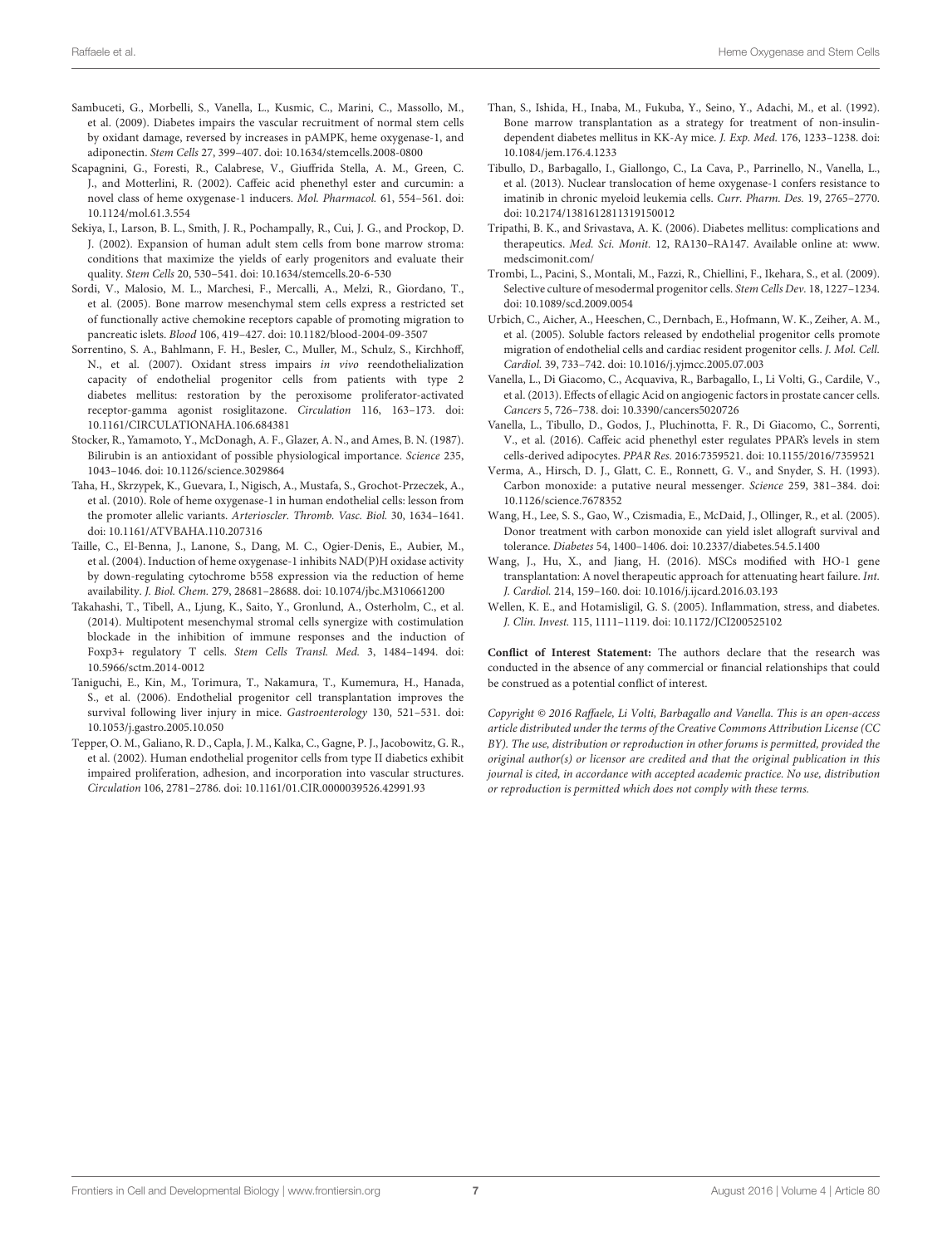Sambuceti, G., Morbelli, S., Vanella, L., Kusmic, C., Marini, C., Massollo, M., et al. (2009). Diabetes impairs the vascular recruitment of normal stem cells by oxidant damage, reversed by increases in pAMPK, heme oxygenase-1, and adiponectin. *Stem Cells* 27, 399–407. doi: 10.1634/stemcells.2008-0800

Scapagnini, G., Foresti, R., Calabrese, V., Giuffrida Stella, A. M., Green, C. J., and Motterlini, R. (2002). Caffeic acid phenethyl ester and curcumin: a novel class of heme oxygenase-1 inducers. *Mol. Pharmacol.* 61, 554–561. doi: 10.1124/mol.61.3.554

Sekiya, I., Larson, B. L., Smith, J. R., Pochampally, R., Cui, J. G., and Prockop, D. J. (2002). Expansion of human adult stem cells from bone marrow stroma: conditions that maximize the yields of early progenitors and evaluate their quality. *Stem Cells* 20, 530–541. doi: 10.1634/stemcells.20-6-530

Sordi, V., Malosio, M. L., Marchesi, F., Mercalli, A., Melzi, R., Giordano, T., et al. (2005). Bone marrow mesenchymal stem cells express a restricted set of functionally active chemokine receptors capable of promoting migration to pancreatic islets. *Blood* 106, 419–427. doi: 10.1182/blood-2004-09-3507

Sorrentino, S. A., Bahlmann, F. H., Besler, C., Muller, M., Schulz, S., Kirchhoff, N., et al. (2007). Oxidant stress impairs *in vivo* reendothelialization capacity of endothelial progenitor cells from patients with type 2 diabetes mellitus: restoration by the peroxisome proliferator-activated receptor-gamma agonist rosiglitazone. *Circulation* 116, 163–173. doi: 10.1161/CIRCULATIONAHA.106.684381

Stocker, R., Yamamoto, Y., McDonagh, A. F., Glazer, A. N., and Ames, B. N. (1987). Bilirubin is an antioxidant of possible physiological importance. *Science* 235, 1043–1046. doi: 10.1126/science.3029864

Taha, H., Skrzypek, K., Guevara, I., Nigisch, A., Mustafa, S., Grochot-Przeczek, A., et al. (2010). Role of heme oxygenase-1 in human endothelial cells: lesson from the promoter allelic variants. *Arterioscler. Thromb. Vasc. Biol.* 30, 1634–1641. doi: 10.1161/ATVBAHA.110.207316

Taille, C., El-Benna, J., Lanone, S., Dang, M. C., Ogier-Denis, E., Aubier, M., et al. (2004). Induction of heme oxygenase-1 inhibits NAD(P)H oxidase activity by down-regulating cytochrome b558 expression via the reduction of heme availability. *J. Biol. Chem.* 279, 28681–28688. doi: 10.1074/jbc.M310661200

Takahashi, T., Tibell, A., Ljung, K., Saito, Y., Gronlund, A., Osterholm, C., et al. (2014). Multipotent mesenchymal stromal cells synergize with costimulation blockade in the inhibition of immune responses and the induction of Foxp3+ regulatory T cells. *Stem Cells Transl. Med.* 3, 1484–1494. doi: 10.5966/sctm.2014-0012

Taniguchi, E., Kin, M., Torimura, T., Nakamura, T., Kumemura, H., Hanada, S., et al. (2006). Endothelial progenitor cell transplantation improves the survival following liver injury in mice. *Gastroenterology* 130, 521–531. doi: 10.1053/j.gastro.2005.10.050

Tepper, O. M., Galiano, R. D., Capla, J. M., Kalka, C., Gagne, P. J., Jacobowitz, G. R., et al. (2002). Human endothelial progenitor cells from type II diabetics exhibit impaired proliferation, adhesion, and incorporation into vascular structures. *Circulation* 106, 2781–2786. doi: 10.1161/01.CIR.0000039526.42991.93

Than, S., Ishida, H., Inaba, M., Fukuba, Y., Seino, Y., Adachi, M., et al. (1992). Bone marrow transplantation as a strategy for treatment of non-insulin-dependent diabetes mellitus in KK-Ay mice. *J. Exp. Med.* 176, 1233–1238. doi: 10.1084/jem.176.4.1233

Tibullo, D., Barbagallo, I., Giallongo, C., La Cava, P., Parrinello, N., Vanella, L., et al. (2013). Nuclear translocation of heme oxygenase-1 confers resistance to imatinib in chronic myeloid leukemia cells. *Curr. Pharm. Des.* 19, 2765–2770. doi: 10.2174/1381612811319150012

Tripathi, B. K., and Srivastava, A. K. (2006). Diabetes mellitus: complications and therapeutics. *Med. Sci. Monit.* 12, RA130–RA147. Available online at: www.medscimonit.com/

Trombi, L., Pacini, S., Montali, M., Fazzi, R., Chiellini, F., Ikehara, S., et al. (2009). Selective culture of mesodermal progenitor cells. *Stem Cells Dev.* 18, 1227–1234. doi: 10.1089/scd.2009.0054

Urbich, C., Aicher, A., Heeschen, C., Dernbach, E., Hofmann, W. K., Zeiher, A. M., et al. (2005). Soluble factors released by endothelial progenitor cells promote migration of endothelial cells and cardiac resident progenitor cells. *J. Mol. Cell. Cardiol.* 39, 733–742. doi: 10.1016/j.yjmcc.2005.07.003

Vanella, L., Di Giacomo, C., Acquaviva, R., Barbagallo, I., Li Volti, G., Cardile, V., et al. (2013). Effects of ellagic Acid on angiogenic factors in prostate cancer cells. *Cancers* 5, 726–738. doi: 10.3390/cancers5020726

Vanella, L., Tibullo, D., Godos, J., Pluchinotta, F. R., Di Giacomo, C., Sorrenti, V., et al. (2016). Caffeic acid phenethyl ester regulates PPAR's levels in stem cells-derived adipocytes. *PPAR Res.* 2016:7359521. doi: 10.1155/2016/7359521

Verma, A., Hirsch, D. J., Glatt, C. E., Ronnett, G. V., and Snyder, S. H. (1993). Carbon monoxide: a putative neural messenger. *Science* 259, 381–384. doi: 10.1126/science.7678352

Wang, H., Lee, S. S., Gao, W., Czismadia, E., McDaid, J., Ollinger, R., et al. (2005). Donor treatment with carbon monoxide can yield islet allograft survival and tolerance. *Diabetes* 54, 1400–1406. doi: 10.2337/diabetes.54.5.1400

Wang, J., Hu, X., and Jiang, H. (2016). MSCs modified with HO-1 gene transplantation: A novel therapeutic approach for attenuating heart failure. *Int. J. Cardiol.* 214, 159–160. doi: 10.1016/j.ijcard.2016.03.193

Wellen, K. E., and Hotamisligil, G. S. (2005). Inflammation, stress, and diabetes. *J. Clin. Invest.* 115, 1111–1119. doi: 10.1172/JCI200525102

**Conflict of Interest Statement:** The authors declare that the research was conducted in the absence of any commercial or financial relationships that could be construed as a potential conflict of interest.

*Copyright © 2016 Raffaele, Li Volti, Barbagallo and Vanella. This is an open-access article distributed under the terms of the Creative Commons Attribution License (CC BY). The use, distribution or reproduction in other forums is permitted, provided the original author(s) or licensor are credited and that the original publication in this journal is cited, in accordance with accepted academic practice. No use, distribution or reproduction is permitted which does not comply with these terms.*